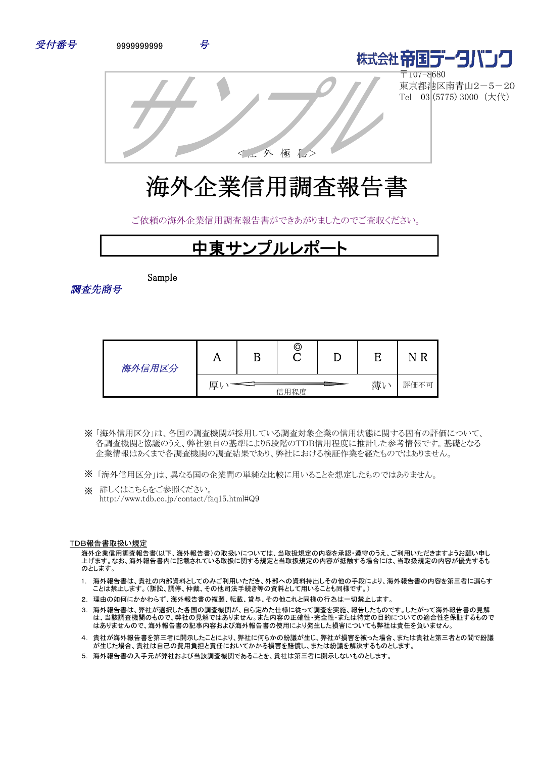受付番号　9999999999　号

株式会社帝国データバンク
〒107-8680
東京都港区南青山2－5－20
Tel　03（5775）3000（大代）

サンプル

＜社　外　極　秘＞

# 海外企業信用調査報告書

ご依頼の海外企業信用調査報告書ができあがりましたのでご査収ください。

## 中東サンプルレポート

調査先商号　Sample

| 海外信用区分 | A | B | ◎ C | D | E | N R |
|---|---|---|---|---|---|---|
| | 厚い | ←―― 信用程度 ――→ | | | 薄い | 評価不可 |

※「海外信用区分」は、各国の調査機関が採用している調査対象企業の信用状態に関する固有の評価について、各調査機関と協議のうえ、弊社独自の基準により5段階のTDB信用程度に推計した参考情報です。基礎となる企業情報はあくまで各調査機関の調査結果であり、弊社における検証作業を経たものではありません。

※「海外信用区分」は、異なる国の企業間の単純な比較に用いることを想定したものではありません。

※ 詳しくはこちらをご参照ください。
http://www.tdb.co.jp/contact/faq15.html#Q9

TDB報告書取扱い規定

海外企業信用調査報告書(以下、海外報告書)の取扱いについては、当取扱規定の内容を承認・遵守のうえ、ご利用いただきますようお願い申し上げます。なお、海外報告書内に記載されている取扱に関する規定と当取扱規定の内容が抵触する場合には、当取扱規定の内容が優先するものとします。

1. 海外報告書は、貴社の内部資料としてのみご利用いただき、外部への資料持出しその他の手段により、海外報告書の内容を第三者に漏らすことは禁止します。（訴訟、調停、仲裁、その他司法手続き等の資料として用いることも同様です。）
2. 理由の如何にかかわらず、海外報告書の複製、転載、貸与、その他これと同様の行為は一切禁止します。
3. 海外報告書は、弊社が選択した各国の調査機関が、自ら定めた仕様に従って調査を実施、報告したものです。したがって海外報告書の見解は、当該調査機関のもので、弊社の見解ではありません。また内容の正確性・完全性・または特定の目的についての適合性を保証するものではありませんので、海外報告書の記事内容および海外報告書の使用により発生した損害についても弊社は責任を負いません。
4. 貴社が海外報告書を第三者に開示したことにより、弊社に何らかの紛議が生じ、弊社が損害を被った場合、または貴社と第三者との間で紛議が生じた場合、貴社は自己の費用負担と責任においてかかる損害を賠償し、または紛議を解決するものとします。
5. 海外報告書の入手元が弊社および当該調査機関であることを、貴社は第三者に開示しないものとします。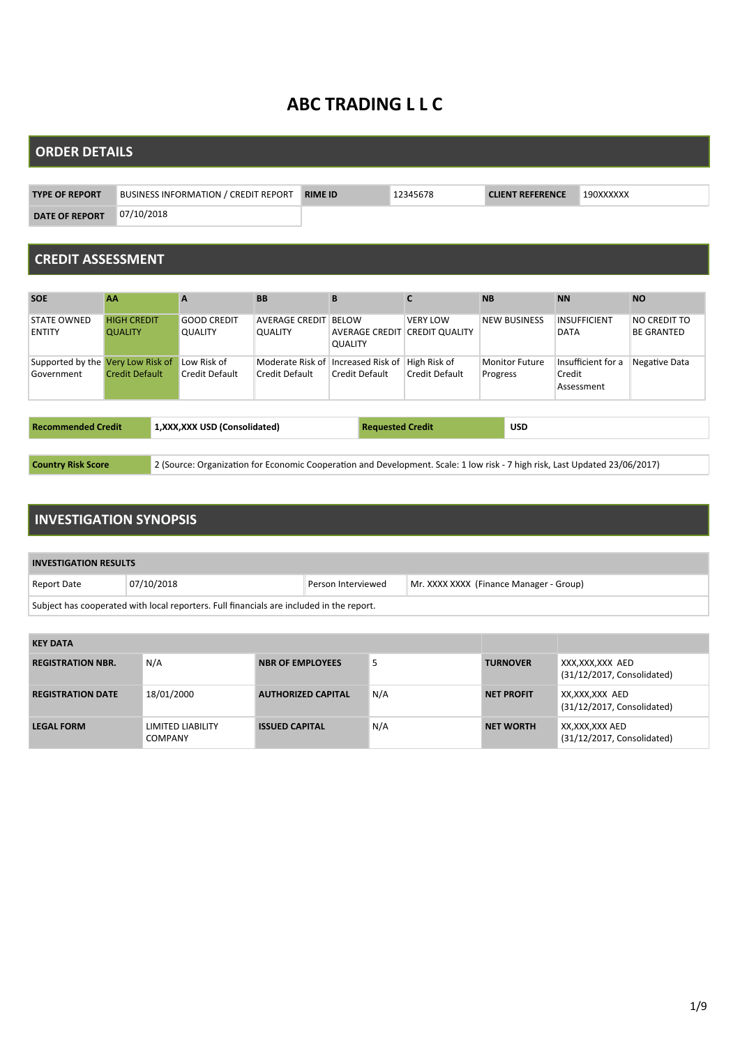# ABC TRADING L L C

## ORDER DETAILS

| TYPE OF REPORT | BUSINESS INFORMATION / CREDIT REPORT | RIME ID | 12345678 | CLIENT REFERENCE | 190XXXXXX |
|---|---|---|---|---|---|
| DATE OF REPORT | 07/10/2018 | | | | |

## CREDIT ASSESSMENT

| SOE | AA | A | BB | B | C | NB | NN | NO |
|---|---|---|---|---|---|---|---|---|
| STATE OWNED ENTITY | HIGH CREDIT QUALITY | GOOD CREDIT QUALITY | AVERAGE CREDIT QUALITY | BELOW AVERAGE CREDIT QUALITY | VERY LOW CREDIT QUALITY | NEW BUSINESS | INSUFFICIENT DATA | NO CREDIT TO BE GRANTED |
| Supported by the Government | Very Low Risk of Credit Default | Low Risk of Credit Default | Moderate Risk of Credit Default | Increased Risk of Credit Default | High Risk of Credit Default | Monitor Future Progress | Insufficient for a Credit Assessment | Negative Data |

| Recommended Credit | 1,XXX,XXX USD (Consolidated) | Requested Credit | USD |
|---|---|---|---|

| Country Risk Score | 2 (Source: Organization for Economic Cooperation and Development. Scale: 1 low risk - 7 high risk, Last Updated 23/06/2017) |
|---|---|

## INVESTIGATION SYNOPSIS

| INVESTIGATION RESULTS | | | |
|---|---|---|---|
| Report Date | 07/10/2018 | Person Interviewed | Mr. XXXX XXXX (Finance Manager - Group) |
| Subject has cooperated with local reporters. Full financials are included in the report. | | | |

| KEY DATA | | | | | |
|---|---|---|---|---|---|
| REGISTRATION NBR. | N/A | NBR OF EMPLOYEES | 5 | TURNOVER | XXX,XXX,XXX AED (31/12/2017, Consolidated) |
| REGISTRATION DATE | 18/01/2000 | AUTHORIZED CAPITAL | N/A | NET PROFIT | XX,XXX,XXX AED (31/12/2017, Consolidated) |
| LEGAL FORM | LIMITED LIABILITY COMPANY | ISSUED CAPITAL | N/A | NET WORTH | XX,XXX,XXX AED (31/12/2017, Consolidated) |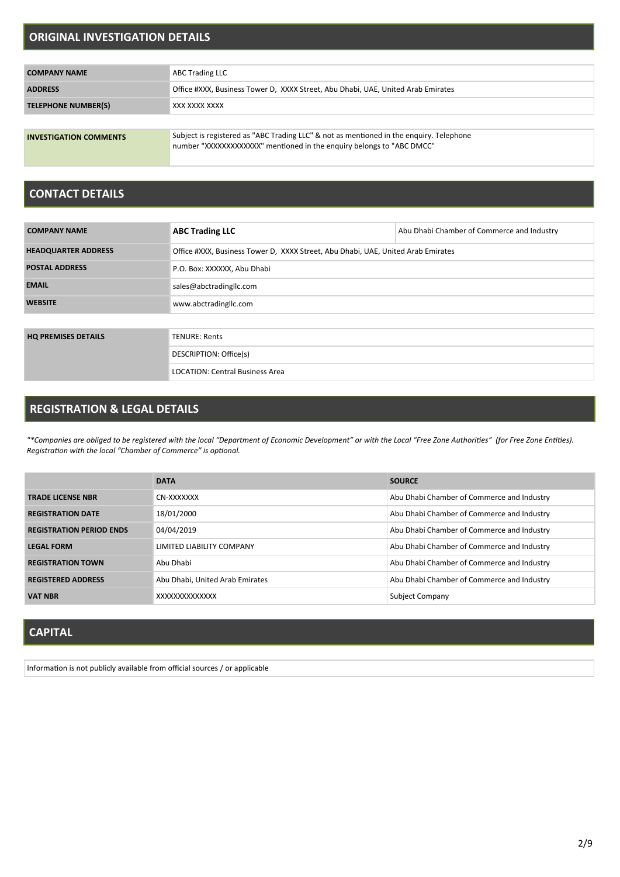## ORIGINAL INVESTIGATION DETAILS

| | |
|---|---|
| **COMPANY NAME** | ABC Trading LLC |
| **ADDRESS** | Office #XXX, Business Tower D, XXXX Street, Abu Dhabi, UAE, United Arab Emirates |
| **TELEPHONE NUMBER(S)** | XXX XXXX XXXX |

| | |
|---|---|
| **INVESTIGATION COMMENTS** | Subject is registered as "ABC Trading LLC" & not as mentioned in the enquiry. Telephone number "XXXXXXXXXXXXX" mentioned in the enquiry belongs to "ABC DMCC" |

## CONTACT DETAILS

| | | |
|---|---|---|
| **COMPANY NAME** | **ABC Trading LLC** | Abu Dhabi Chamber of Commerce and Industry |
| **HEADQUARTER ADDRESS** | Office #XXX, Business Tower D, XXXX Street, Abu Dhabi, UAE, United Arab Emirates | |
| **POSTAL ADDRESS** | P.O. Box: XXXXXX, Abu Dhabi | |
| **EMAIL** | sales@abctradingllc.com | |
| **WEBSITE** | www.abctradingllc.com | |

| | |
|---|---|
| **HQ PREMISES DETAILS** | TENURE: Rents |
| | DESCRIPTION: Office(s) |
| | LOCATION: Central Business Area |

## REGISTRATION & LEGAL DETAILS

*"*Companies are obliged to be registered with the local "Department of Economic Development" or with the Local "Free Zone Authorities" (for Free Zone Entities). Registration with the local "Chamber of Commerce" is optional.*

| | DATA | SOURCE |
|---|---|---|
| **TRADE LICENSE NBR** | CN-XXXXXXX | Abu Dhabi Chamber of Commerce and Industry |
| **REGISTRATION DATE** | 18/01/2000 | Abu Dhabi Chamber of Commerce and Industry |
| **REGISTRATION PERIOD ENDS** | 04/04/2019 | Abu Dhabi Chamber of Commerce and Industry |
| **LEGAL FORM** | LIMITED LIABILITY COMPANY | Abu Dhabi Chamber of Commerce and Industry |
| **REGISTRATION TOWN** | Abu Dhabi | Abu Dhabi Chamber of Commerce and Industry |
| **REGISTERED ADDRESS** | Abu Dhabi, United Arab Emirates | Abu Dhabi Chamber of Commerce and Industry |
| **VAT NBR** | XXXXXXXXXXXXX | Subject Company |

## CAPITAL

Information is not publicly available from official sources / or applicable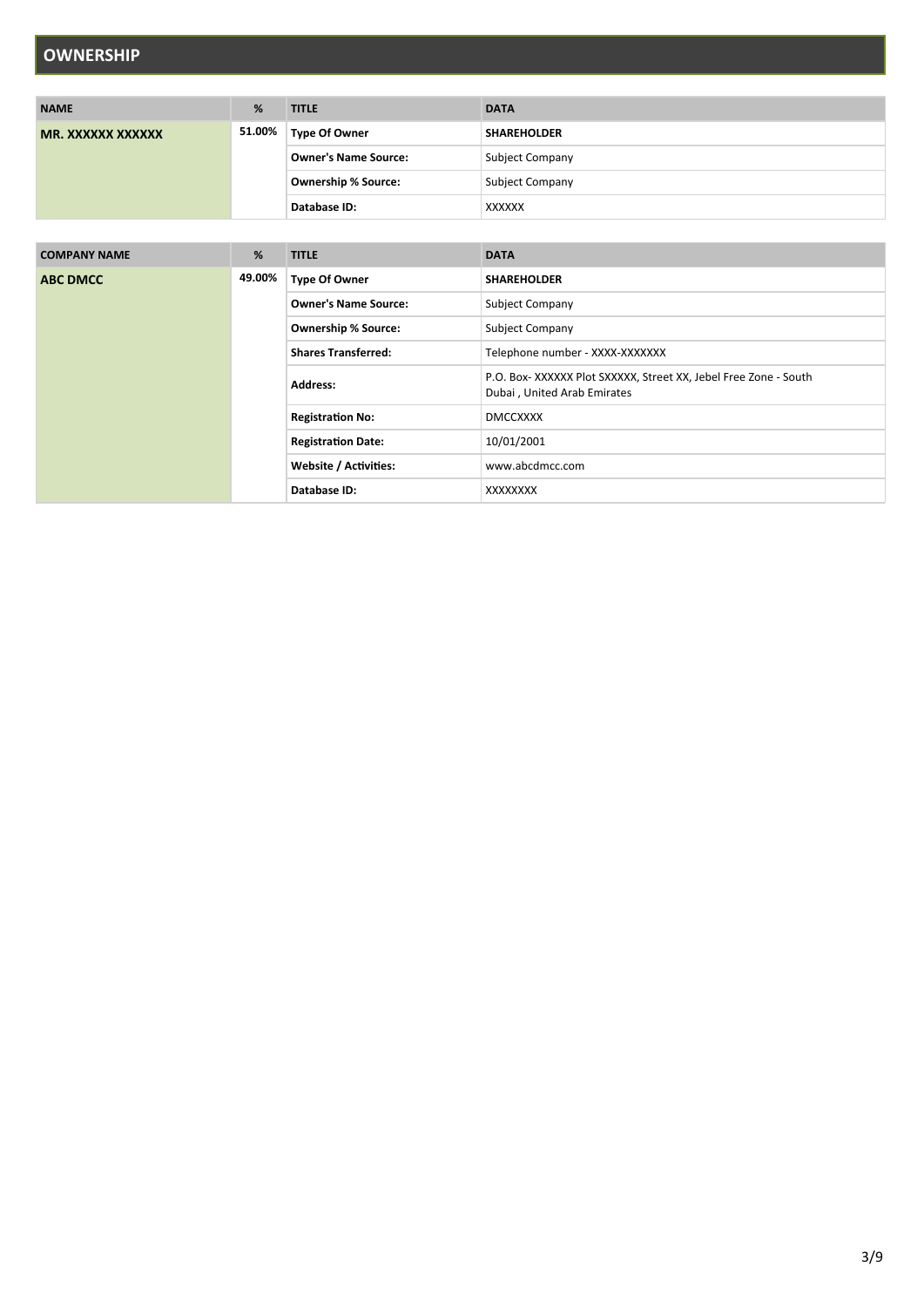## OWNERSHIP

| NAME | % | TITLE | DATA |
|---|---|---|---|
| **MR. XXXXXX XXXXXX** | **51.00%** | **Type Of Owner** | **SHAREHOLDER** |
| | | **Owner's Name Source:** | Subject Company |
| | | **Ownership % Source:** | Subject Company |
| | | **Database ID:** | XXXXXX |

| COMPANY NAME | % | TITLE | DATA |
|---|---|---|---|
| **ABC DMCC** | **49.00%** | **Type Of Owner** | **SHAREHOLDER** |
| | | **Owner's Name Source:** | Subject Company |
| | | **Ownership % Source:** | Subject Company |
| | | **Shares Transferred:** | Telephone number - XXXX-XXXXXXX |
| | | **Address:** | P.O. Box- XXXXXX Plot SXXXXX, Street XX, Jebel Free Zone - South Dubai , United Arab Emirates |
| | | **Registration No:** | DMCCXXXX |
| | | **Registration Date:** | 10/01/2001 |
| | | **Website / Activities:** | www.abcdmcc.com |
| | | **Database ID:** | XXXXXXXX |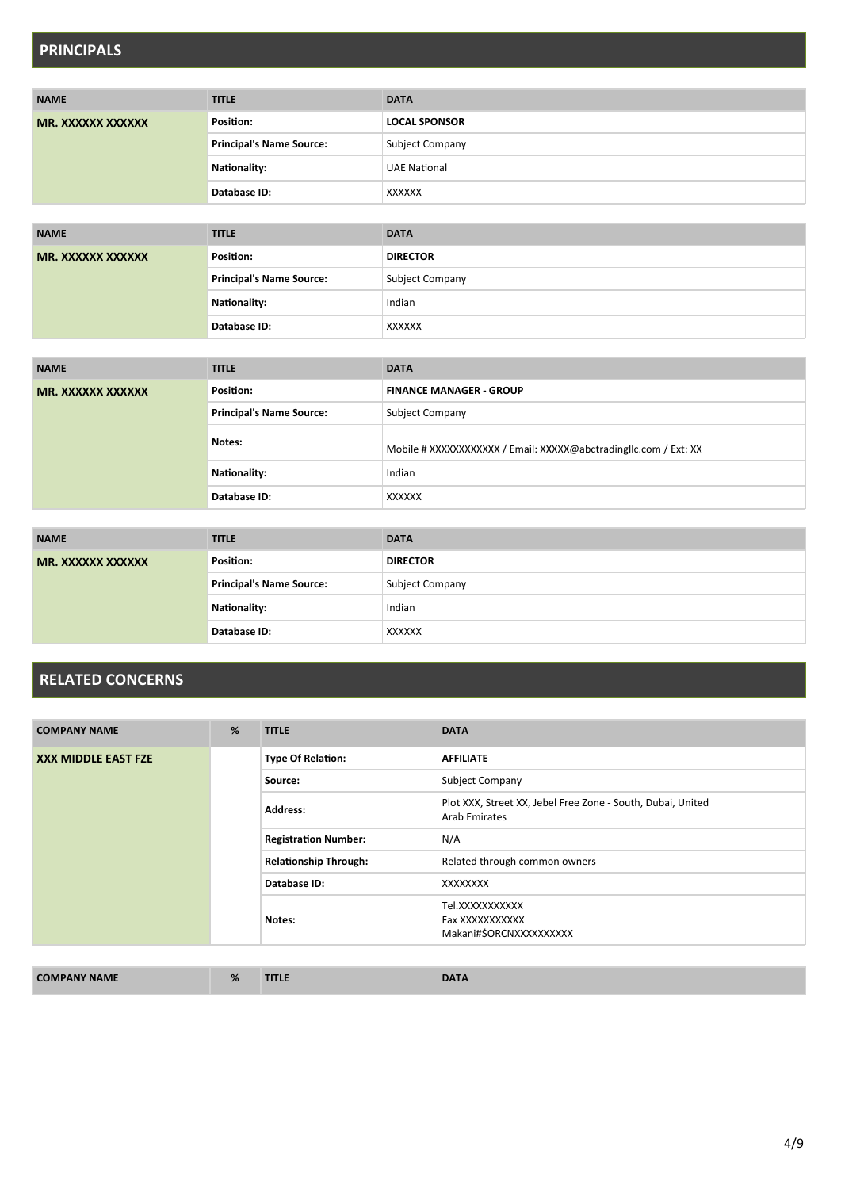## PRINCIPALS

| NAME | TITLE | DATA |
|---|---|---|
| **MR. XXXXXX XXXXXX** | **Position:** | **LOCAL SPONSOR** |
| | **Principal's Name Source:** | Subject Company |
| | **Nationality:** | UAE National |
| | **Database ID:** | XXXXXX |

| NAME | TITLE | DATA |
|---|---|---|
| **MR. XXXXXX XXXXXX** | **Position:** | **DIRECTOR** |
| | **Principal's Name Source:** | Subject Company |
| | **Nationality:** | Indian |
| | **Database ID:** | XXXXXX |

| NAME | TITLE | DATA |
|---|---|---|
| **MR. XXXXXX XXXXXX** | **Position:** | **FINANCE MANAGER - GROUP** |
| | **Principal's Name Source:** | Subject Company |
| | **Notes:** | Mobile # XXXXXXXXXXXX / Email: XXXXX@abctradingllc.com / Ext: XX |
| | **Nationality:** | Indian |
| | **Database ID:** | XXXXXX |

| NAME | TITLE | DATA |
|---|---|---|
| **MR. XXXXXX XXXXXX** | **Position:** | **DIRECTOR** |
| | **Principal's Name Source:** | Subject Company |
| | **Nationality:** | Indian |
| | **Database ID:** | XXXXXX |

## RELATED CONCERNS

| COMPANY NAME | % | TITLE | DATA |
|---|---|---|---|
| **XXX MIDDLE EAST FZE** | | **Type Of Relation:** | **AFFILIATE** |
| | | **Source:** | Subject Company |
| | | **Address:** | Plot XXX, Street XX, Jebel Free Zone - South, Dubai, United Arab Emirates |
| | | **Registration Number:** | N/A |
| | | **Relationship Through:** | Related through common owners |
| | | **Database ID:** | XXXXXXXX |
| | | **Notes:** | Tel.XXXXXXXXXXX<br>Fax XXXXXXXXXXX<br>Makani#$ORCNXXXXXXXXXXX |

| COMPANY NAME | % | TITLE | DATA |
|---|---|---|---|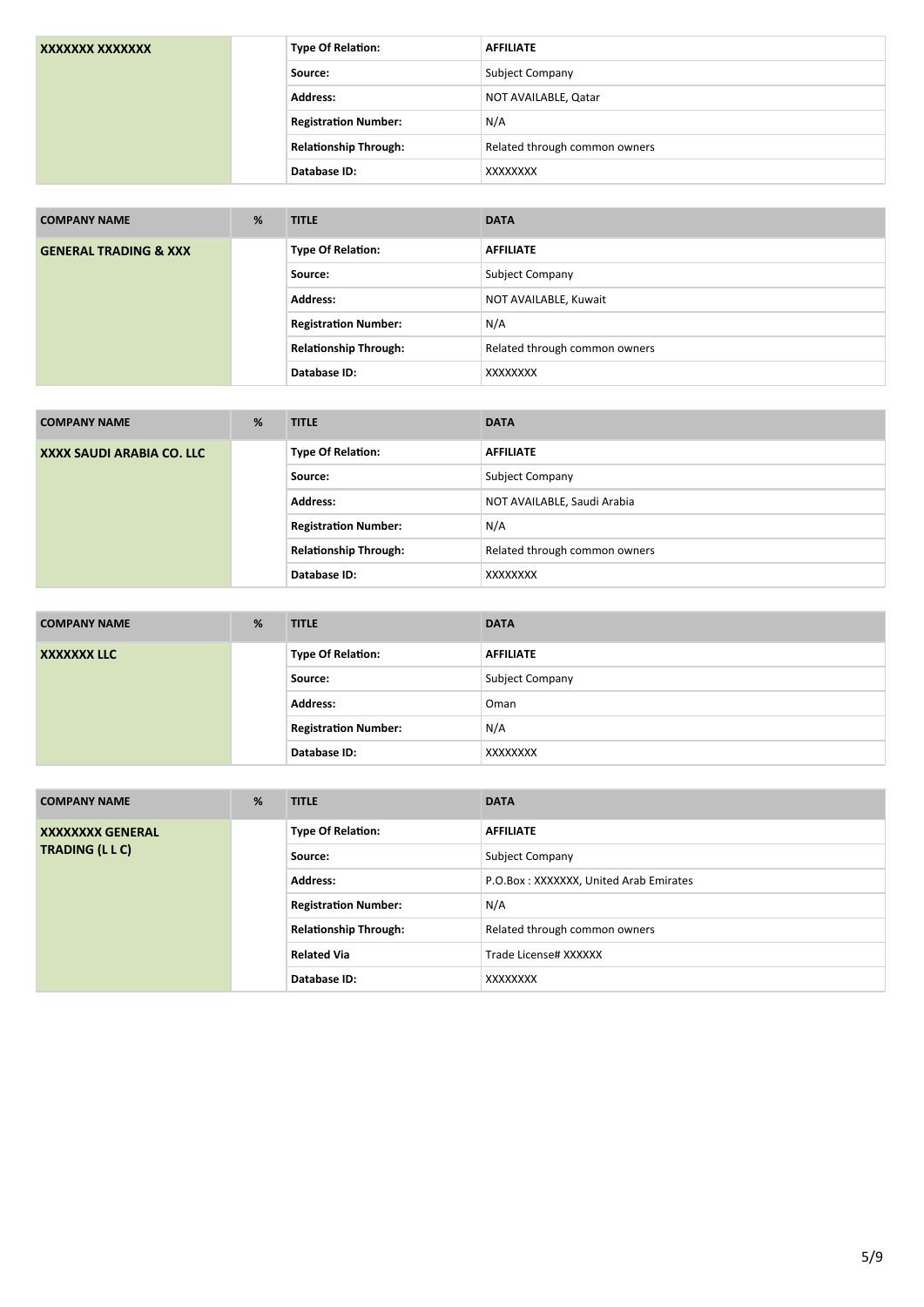| | | | |
|---|---|---|---|
| **XXXXXXX XXXXXXX** | | **Type Of Relation:** | **AFFILIATE** |
| | | **Source:** | Subject Company |
| | | **Address:** | NOT AVAILABLE, Qatar |
| | | **Registration Number:** | N/A |
| | | **Relationship Through:** | Related through common owners |
| | | **Database ID:** | XXXXXXXX |

| COMPANY NAME | % | TITLE | DATA |
|---|---|---|---|
| **GENERAL TRADING & XXX** | | **Type Of Relation:** | **AFFILIATE** |
| | | **Source:** | Subject Company |
| | | **Address:** | NOT AVAILABLE, Kuwait |
| | | **Registration Number:** | N/A |
| | | **Relationship Through:** | Related through common owners |
| | | **Database ID:** | XXXXXXXX |

| COMPANY NAME | % | TITLE | DATA |
|---|---|---|---|
| **XXXX SAUDI ARABIA CO. LLC** | | **Type Of Relation:** | **AFFILIATE** |
| | | **Source:** | Subject Company |
| | | **Address:** | NOT AVAILABLE, Saudi Arabia |
| | | **Registration Number:** | N/A |
| | | **Relationship Through:** | Related through common owners |
| | | **Database ID:** | XXXXXXXX |

| COMPANY NAME | % | TITLE | DATA |
|---|---|---|---|
| **XXXXXXX LLC** | | **Type Of Relation:** | **AFFILIATE** |
| | | **Source:** | Subject Company |
| | | **Address:** | Oman |
| | | **Registration Number:** | N/A |
| | | **Database ID:** | XXXXXXXX |

| COMPANY NAME | % | TITLE | DATA |
|---|---|---|---|
| **XXXXXXXX GENERAL TRADING (L L C)** | | **Type Of Relation:** | **AFFILIATE** |
| | | **Source:** | Subject Company |
| | | **Address:** | P.O.Box : XXXXXXX, United Arab Emirates |
| | | **Registration Number:** | N/A |
| | | **Relationship Through:** | Related through common owners |
| | | **Related Via** | Trade License# XXXXXX |
| | | **Database ID:** | XXXXXXXX |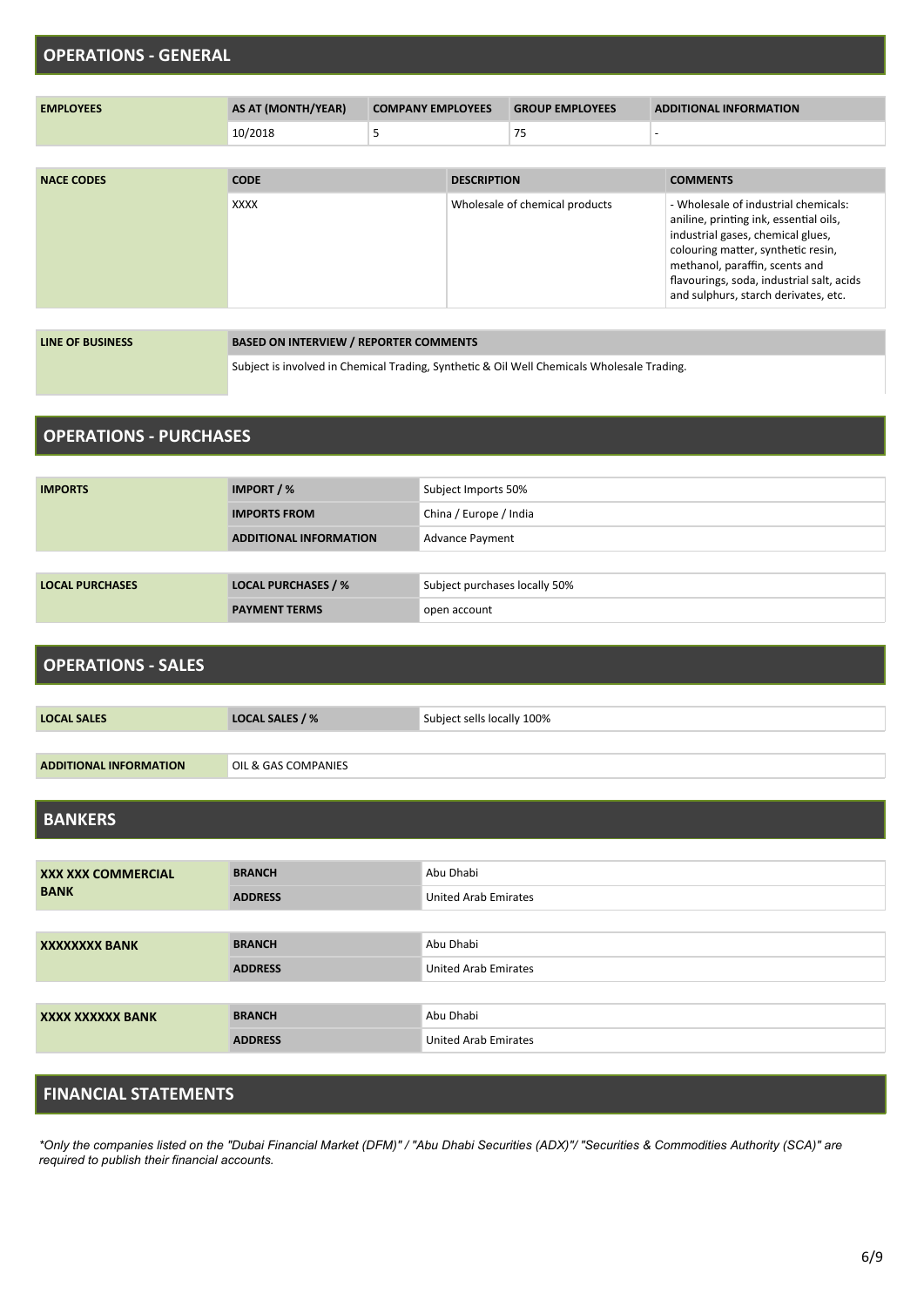## OPERATIONS - GENERAL

| EMPLOYEES | AS AT (MONTH/YEAR) | COMPANY EMPLOYEES | GROUP EMPLOYEES | ADDITIONAL INFORMATION |
|---|---|---|---|---|
| | 10/2018 | 5 | 75 | - |

| NACE CODES | CODE | DESCRIPTION | COMMENTS |
|---|---|---|---|
| | XXXX | Wholesale of chemical products | - Wholesale of industrial chemicals: aniline, printing ink, essential oils, industrial gases, chemical glues, colouring matter, synthetic resin, methanol, paraffin, scents and flavourings, soda, industrial salt, acids and sulphurs, starch derivates, etc. |

| LINE OF BUSINESS | BASED ON INTERVIEW / REPORTER COMMENTS |
|---|---|
| | Subject is involved in Chemical Trading, Synthetic & Oil Well Chemicals Wholesale Trading. |

## OPERATIONS - PURCHASES

| IMPORTS | | |
|---|---|---|
| | IMPORT / % | Subject Imports 50% |
| | IMPORTS FROM | China / Europe / India |
| | ADDITIONAL INFORMATION | Advance Payment |

| LOCAL PURCHASES | | |
|---|---|---|
| | LOCAL PURCHASES / % | Subject purchases locally 50% |
| | PAYMENT TERMS | open account |

## OPERATIONS - SALES

| LOCAL SALES | LOCAL SALES / % | Subject sells locally 100% |
|---|---|---|

| ADDITIONAL INFORMATION | OIL & GAS COMPANIES |
|---|---|

## BANKERS

| XXX XXX COMMERCIAL BANK | | |
|---|---|---|
| | BRANCH | Abu Dhabi |
| | ADDRESS | United Arab Emirates |

| XXXXXXXX BANK | | |
|---|---|---|
| | BRANCH | Abu Dhabi |
| | ADDRESS | United Arab Emirates |

| XXXX XXXXXX BANK | | |
|---|---|---|
| | BRANCH | Abu Dhabi |
| | ADDRESS | United Arab Emirates |

## FINANCIAL STATEMENTS

*\*Only the companies listed on the "Dubai Financial Market (DFM)" / "Abu Dhabi Securities (ADX)"/ "Securities & Commodities Authority (SCA)" are required to publish their financial accounts.*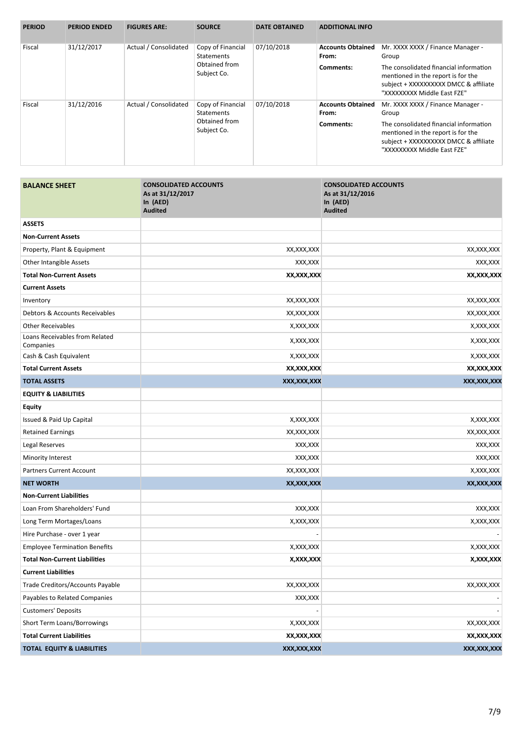| PERIOD | PERIOD ENDED | FIGURES ARE: | SOURCE | DATE OBTAINED | ADDITIONAL INFO | |
|---|---|---|---|---|---|---|
| Fiscal | 31/12/2017 | Actual / Consolidated | Copy of Financial Statements Obtained from Subject Co. | 07/10/2018 | **Accounts Obtained From:** | Mr. XXXX XXXX / Finance Manager - Group |
| | | | | | **Comments:** | The consolidated financial information mentioned in the report is for the subject + XXXXXXXXXX DMCC & affiliate "XXXXXXXXX Middle East FZE" |
| Fiscal | 31/12/2016 | Actual / Consolidated | Copy of Financial Statements Obtained from Subject Co. | 07/10/2018 | **Accounts Obtained From:** | Mr. XXXX XXXX / Finance Manager - Group |
| | | | | | **Comments:** | The consolidated financial information mentioned in the report is for the subject + XXXXXXXXXX DMCC & affiliate "XXXXXXXXX Middle East FZE" |

| BALANCE SHEET | CONSOLIDATED ACCOUNTS As at 31/12/2017 In (AED) Audited | CONSOLIDATED ACCOUNTS As at 31/12/2016 In (AED) Audited |
|---|---|---|
| **ASSETS** | | |
| **Non-Current Assets** | | |
| Property, Plant & Equipment | XX,XXX,XXX | XX,XXX,XXX |
| Other Intangible Assets | XXX,XXX | XXX,XXX |
| **Total Non-Current Assets** | **XX,XXX,XXX** | **XX,XXX,XXX** |
| **Current Assets** | | |
| Inventory | XX,XXX,XXX | XX,XXX,XXX |
| Debtors & Accounts Receivables | XX,XXX,XXX | XX,XXX,XXX |
| Other Receivables | X,XXX,XXX | X,XXX,XXX |
| Loans Receivables from Related Companies | X,XXX,XXX | X,XXX,XXX |
| Cash & Cash Equivalent | X,XXX,XXX | X,XXX,XXX |
| **Total Current Assets** | **XX,XXX,XXX** | **XX,XXX,XXX** |
| **TOTAL ASSETS** | **XXX,XXX,XXX** | **XXX,XXX,XXX** |
| **EQUITY & LIABILITIES** | | |
| **Equity** | | |
| Issued & Paid Up Capital | X,XXX,XXX | X,XXX,XXX |
| Retained Earnings | XX,XXX,XXX | XX,XXX,XXX |
| Legal Reserves | XXX,XXX | XXX,XXX |
| Minority Interest | XXX,XXX | XXX,XXX |
| Partners Current Account | XX,XXX,XXX | X,XXX,XXX |
| **NET WORTH** | **XX,XXX,XXX** | **XX,XXX,XXX** |
| **Non-Current Liabilities** | | |
| Loan From Shareholders' Fund | XXX,XXX | XXX,XXX |
| Long Term Mortages/Loans | X,XXX,XXX | X,XXX,XXX |
| Hire Purchase - over 1 year | - | - |
| Employee Termination Benefits | X,XXX,XXX | X,XXX,XXX |
| **Total Non-Current Liabilities** | **X,XXX,XXX** | **X,XXX,XXX** |
| **Current Liabilities** | | |
| Trade Creditors/Accounts Payable | XX,XXX,XXX | XX,XXX,XXX |
| Payables to Related Companies | XXX,XXX | - |
| Customers' Deposits | - | - |
| Short Term Loans/Borrowings | X,XXX,XXX | XX,XXX,XXX |
| **Total Current Liabilities** | **XX,XXX,XXX** | **XX,XXX,XXX** |
| **TOTAL EQUITY & LIABILITIES** | **XXX,XXX,XXX** | **XXX,XXX,XXX** |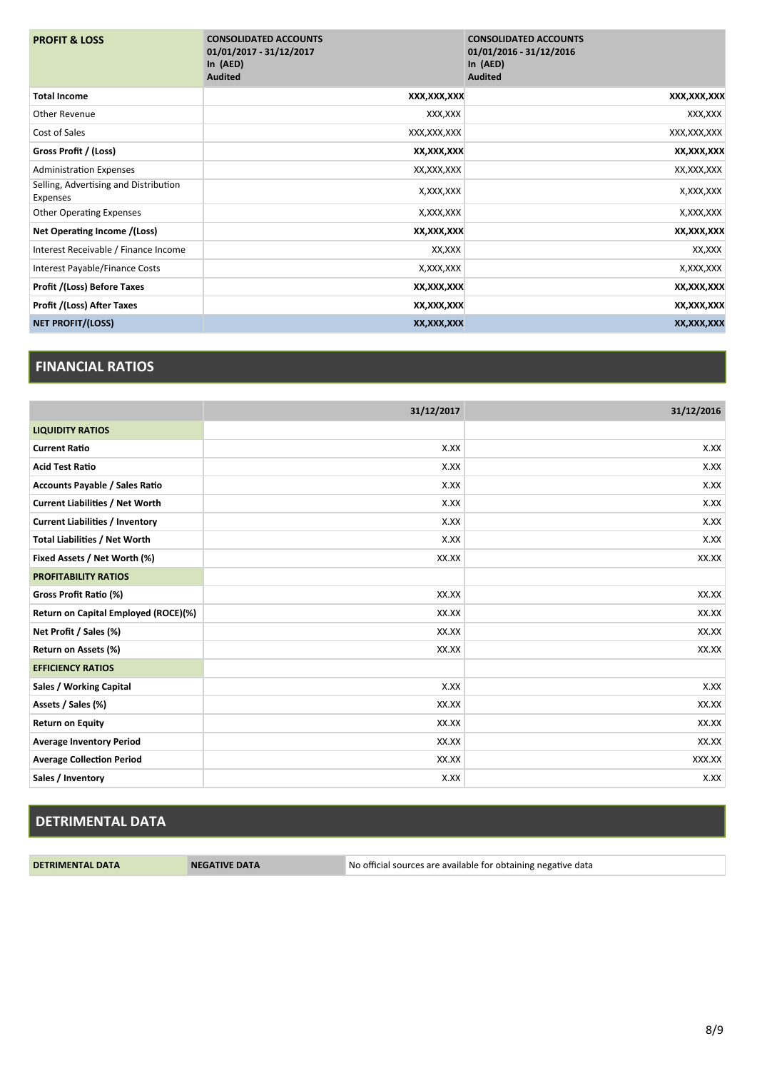| PROFIT & LOSS | CONSOLIDATED ACCOUNTS 01/01/2017 - 31/12/2017 In (AED) Audited | CONSOLIDATED ACCOUNTS 01/01/2016 - 31/12/2016 In (AED) Audited |
|---|---|---|
| **Total Income** | **XXX,XXX,XXX** | **XXX,XXX,XXX** |
| Other Revenue | XXX,XXX | XXX,XXX |
| Cost of Sales | XXX,XXX,XXX | XXX,XXX,XXX |
| **Gross Profit / (Loss)** | **XX,XXX,XXX** | **XX,XXX,XXX** |
| Administration Expenses | XX,XXX,XXX | XX,XXX,XXX |
| Selling, Advertising and Distribution Expenses | X,XXX,XXX | X,XXX,XXX |
| Other Operating Expenses | X,XXX,XXX | X,XXX,XXX |
| **Net Operating Income /(Loss)** | **XX,XXX,XXX** | **XX,XXX,XXX** |
| Interest Receivable / Finance Income | XX,XXX | XX,XXX |
| Interest Payable/Finance Costs | X,XXX,XXX | X,XXX,XXX |
| **Profit /(Loss) Before Taxes** | **XX,XXX,XXX** | **XX,XXX,XXX** |
| **Profit /(Loss) After Taxes** | **XX,XXX,XXX** | **XX,XXX,XXX** |
| **NET PROFIT/(LOSS)** | **XX,XXX,XXX** | **XX,XXX,XXX** |

## FINANCIAL RATIOS

| | 31/12/2017 | 31/12/2016 |
|---|---|---|
| **LIQUIDITY RATIOS** | | |
| **Current Ratio** | X.XX | X.XX |
| **Acid Test Ratio** | X.XX | X.XX |
| **Accounts Payable / Sales Ratio** | X.XX | X.XX |
| **Current Liabilities / Net Worth** | X.XX | X.XX |
| **Current Liabilities / Inventory** | X.XX | X.XX |
| **Total Liabilities / Net Worth** | X.XX | X.XX |
| **Fixed Assets / Net Worth (%)** | XX.XX | XX.XX |
| **PROFITABILITY RATIOS** | | |
| **Gross Profit Ratio (%)** | XX.XX | XX.XX |
| **Return on Capital Employed (ROCE)(%)** | XX.XX | XX.XX |
| **Net Profit / Sales (%)** | XX.XX | XX.XX |
| **Return on Assets (%)** | XX.XX | XX.XX |
| **EFFICIENCY RATIOS** | | |
| **Sales / Working Capital** | X.XX | X.XX |
| **Assets / Sales (%)** | XX.XX | XX.XX |
| **Return on Equity** | XX.XX | XX.XX |
| **Average Inventory Period** | XX.XX | XX.XX |
| **Average Collection Period** | XX.XX | XXX.XX |
| **Sales / Inventory** | X.XX | X.XX |

## DETRIMENTAL DATA

| DETRIMENTAL DATA | NEGATIVE DATA | No official sources are available for obtaining negative data |
|---|---|---|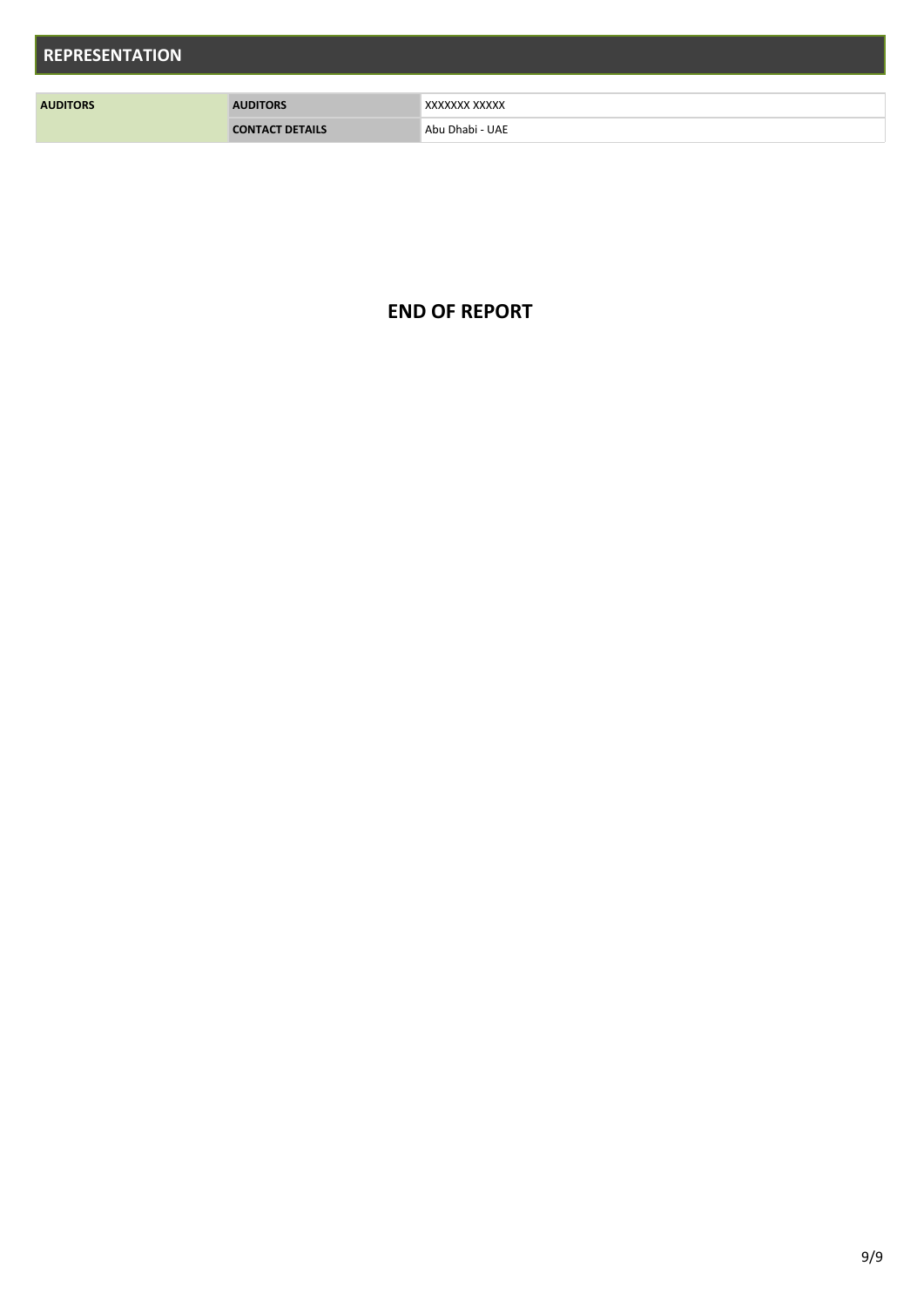## REPRESENTATION

| | | |
|---|---|---|
| **AUDITORS** | **AUDITORS** | XXXXXXX XXXXX |
| | **CONTACT DETAILS** | Abu Dhabi - UAE |

**END OF REPORT**